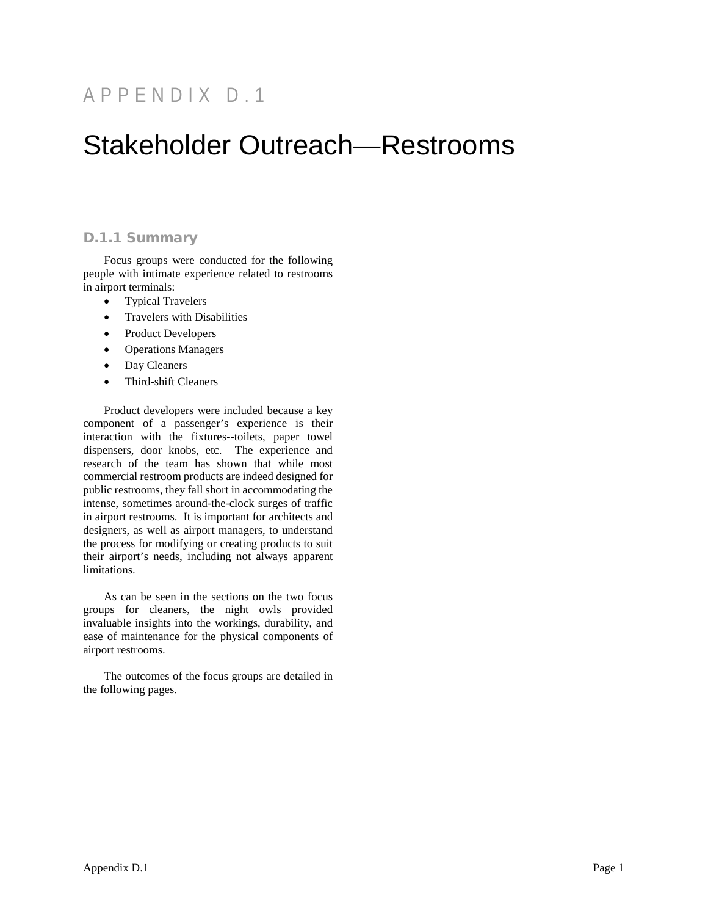# APPENDIX D.1

# Stakeholder Outreach—Restrooms

## D.1.1 Summary

Focus groups were conducted for the following people with intimate experience related to restrooms in airport terminals:

- Typical Travelers
- Travelers with Disabilities
- Product Developers
- Operations Managers
- Day Cleaners
- Third-shift Cleaners

Product developers were included because a key component of a passenger's experience is their interaction with the fixtures--toilets, paper towel dispensers, door knobs, etc. The experience and research of the team has shown that while most commercial restroom products are indeed designed for public restrooms, they fall short in accommodating the intense, sometimes around-the-clock surges of traffic in airport restrooms. It is important for architects and designers, as well as airport managers, to understand the process for modifying or creating products to suit their airport's needs, including not always apparent limitations.

As can be seen in the sections on the two focus groups for cleaners, the night owls provided invaluable insights into the workings, durability, and ease of maintenance for the physical components of airport restrooms.

The outcomes of the focus groups are detailed in the following pages.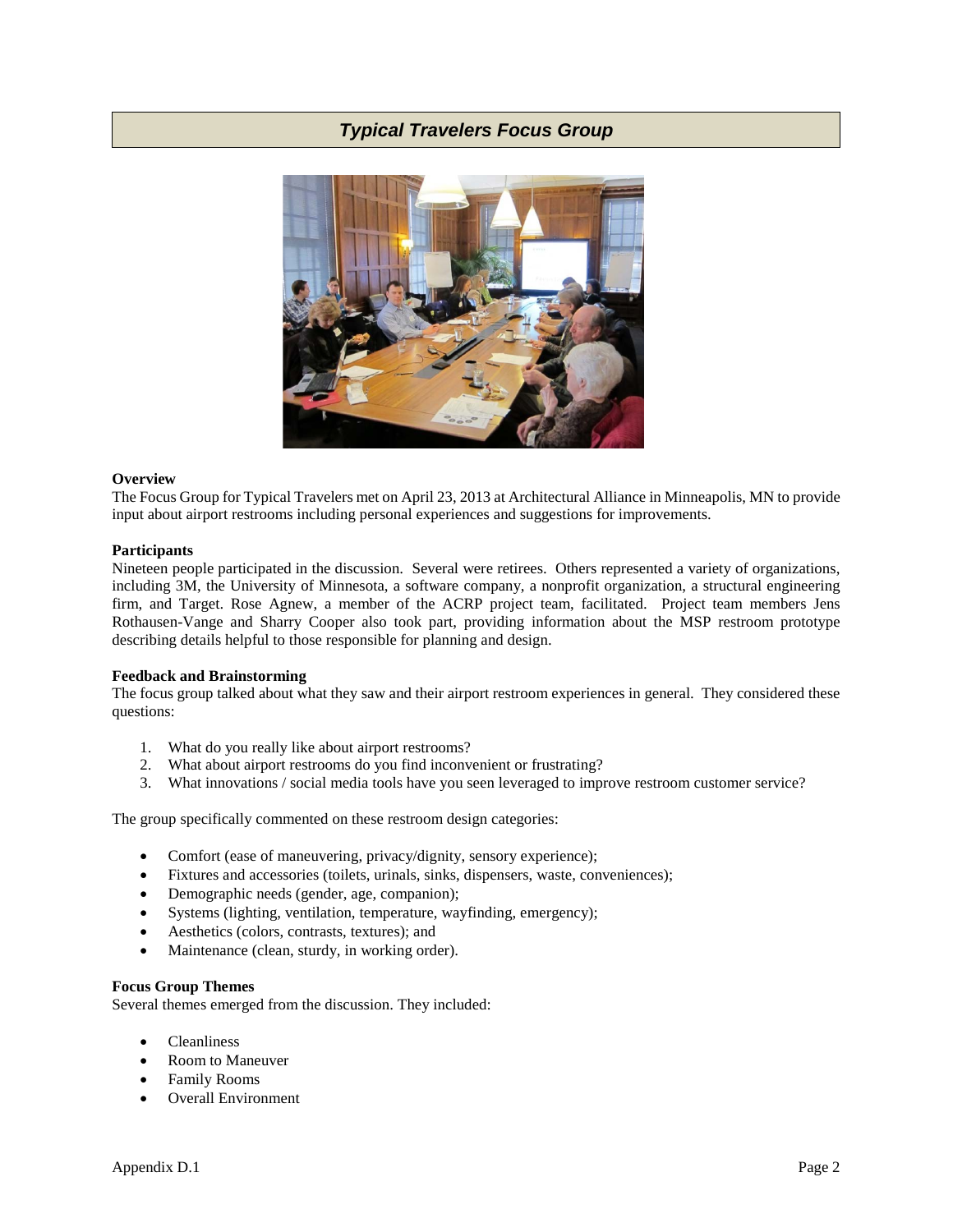## *Typical Travelers Focus Group*

**Overview**

The Focus Group for Typical Travelers met on April 23, 2013 at Architectural Alliance in Minneapolis, MN to provide input about airport restrooms including personal experiences and suggestions for improvements.

**Participants**

Nineteen people participated in the discussion. Several were retirees. Others represented a variety of organizations, including 3M, the University of Minnesota, a software company, a nonprofit organization, a structural engineering firm, and Target. Rose Agnew, a member of the ACRP project team, facilitated. Project team members Jens Rothausen-Vange and Sharry Cooper also took part, providing information about the MSP restroom prototype describing details helpful to those responsible for planning and design.

**Feedback and Brainstorming**

The focus group talked about what they saw and their airport restroom experiences in general. They considered these questions:

1. What do you really like about airport restrooms?
2. What about airport restrooms do you find inconvenient or frustrating?
3. What innovations / social media tools have you seen leveraged to improve restroom customer service?

The group specifically commented on these restroom design categories:

- Comfort (ease of maneuvering, privacy/dignity, sensory experience);
- Fixtures and accessories (toilets, urinals, sinks, dispensers, waste, conveniences);
- Demographic needs (gender, age, companion);
- Systems (lighting, ventilation, temperature, wayfinding, emergency);
- Aesthetics (colors, contrasts, textures); and
- Maintenance (clean, sturdy, in working order).

**Focus Group Themes**

Several themes emerged from the discussion. They included:

- Cleanliness
- Room to Maneuver
- Family Rooms
- Overall Environment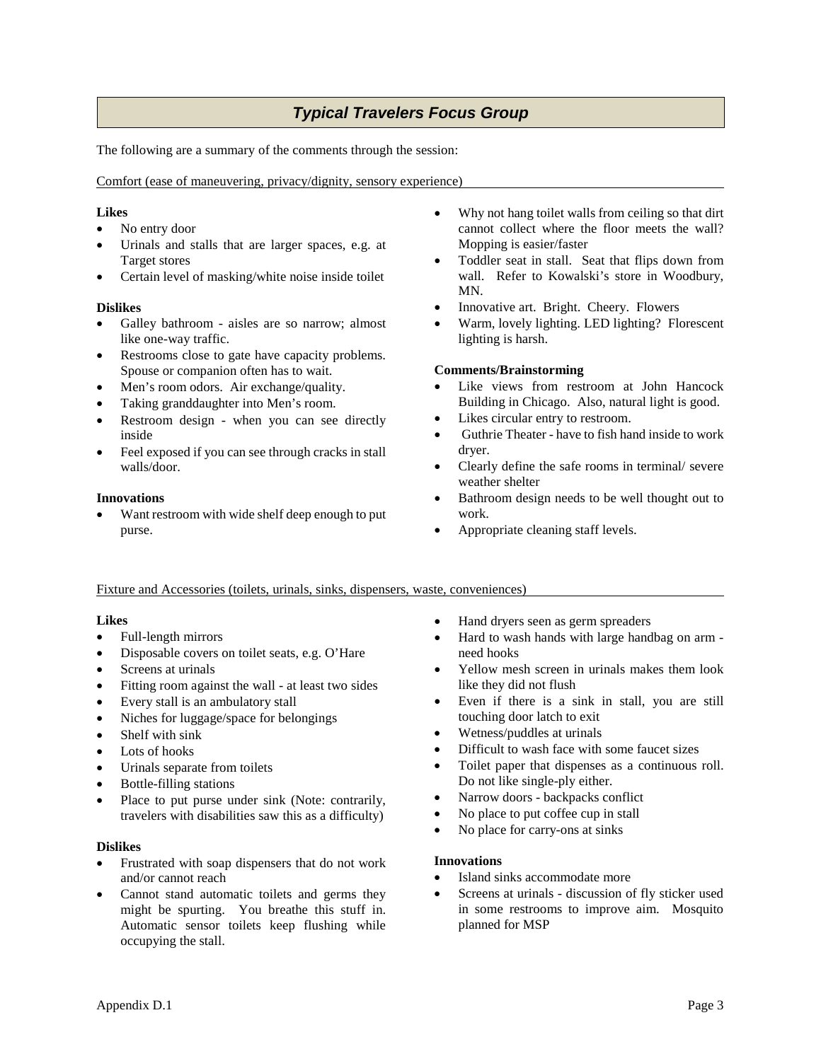## *Typical Travelers Focus Group*

The following are a summary of the comments through the session:

Comfort (ease of maneuvering, privacy/dignity, sensory experience)

**Likes**

- No entry door
- Urinals and stalls that are larger spaces, e.g. at Target stores
- Certain level of masking/white noise inside toilet

**Dislikes**

- Galley bathroom - aisles are so narrow; almost like one-way traffic.
- Restrooms close to gate have capacity problems. Spouse or companion often has to wait.
- Men's room odors. Air exchange/quality.
- Taking granddaughter into Men's room.
- Restroom design - when you can see directly inside
- Feel exposed if you can see through cracks in stall walls/door.

**Innovations**

- Want restroom with wide shelf deep enough to put purse.
- Why not hang toilet walls from ceiling so that dirt cannot collect where the floor meets the wall? Mopping is easier/faster
- Toddler seat in stall. Seat that flips down from wall. Refer to Kowalski's store in Woodbury, MN.
- Innovative art. Bright. Cheery. Flowers
- Warm, lovely lighting. LED lighting? Florescent lighting is harsh.

**Comments/Brainstorming**

- Like views from restroom at John Hancock Building in Chicago. Also, natural light is good.
- Likes circular entry to restroom.
- Guthrie Theater - have to fish hand inside to work dryer.
- Clearly define the safe rooms in terminal/ severe weather shelter
- Bathroom design needs to be well thought out to work.
- Appropriate cleaning staff levels.

Fixture and Accessories (toilets, urinals, sinks, dispensers, waste, conveniences)

**Likes**

- Full-length mirrors
- Disposable covers on toilet seats, e.g. O'Hare
- Screens at urinals
- Fitting room against the wall - at least two sides
- Every stall is an ambulatory stall
- Niches for luggage/space for belongings
- Shelf with sink
- Lots of hooks
- Urinals separate from toilets
- Bottle-filling stations
- Place to put purse under sink (Note: contrarily, travelers with disabilities saw this as a difficulty)

**Dislikes**

- Frustrated with soap dispensers that do not work and/or cannot reach
- Cannot stand automatic toilets and germs they might be spurting. You breathe this stuff in. Automatic sensor toilets keep flushing while occupying the stall.
- Hand dryers seen as germ spreaders
- Hard to wash hands with large handbag on arm - need hooks
- Yellow mesh screen in urinals makes them look like they did not flush
- Even if there is a sink in stall, you are still touching door latch to exit
- Wetness/puddles at urinals
- Difficult to wash face with some faucet sizes
- Toilet paper that dispenses as a continuous roll. Do not like single-ply either.
- Narrow doors - backpacks conflict
- No place to put coffee cup in stall
- No place for carry-ons at sinks

**Innovations**

- Island sinks accommodate more
- Screens at urinals - discussion of fly sticker used in some restrooms to improve aim. Mosquito planned for MSP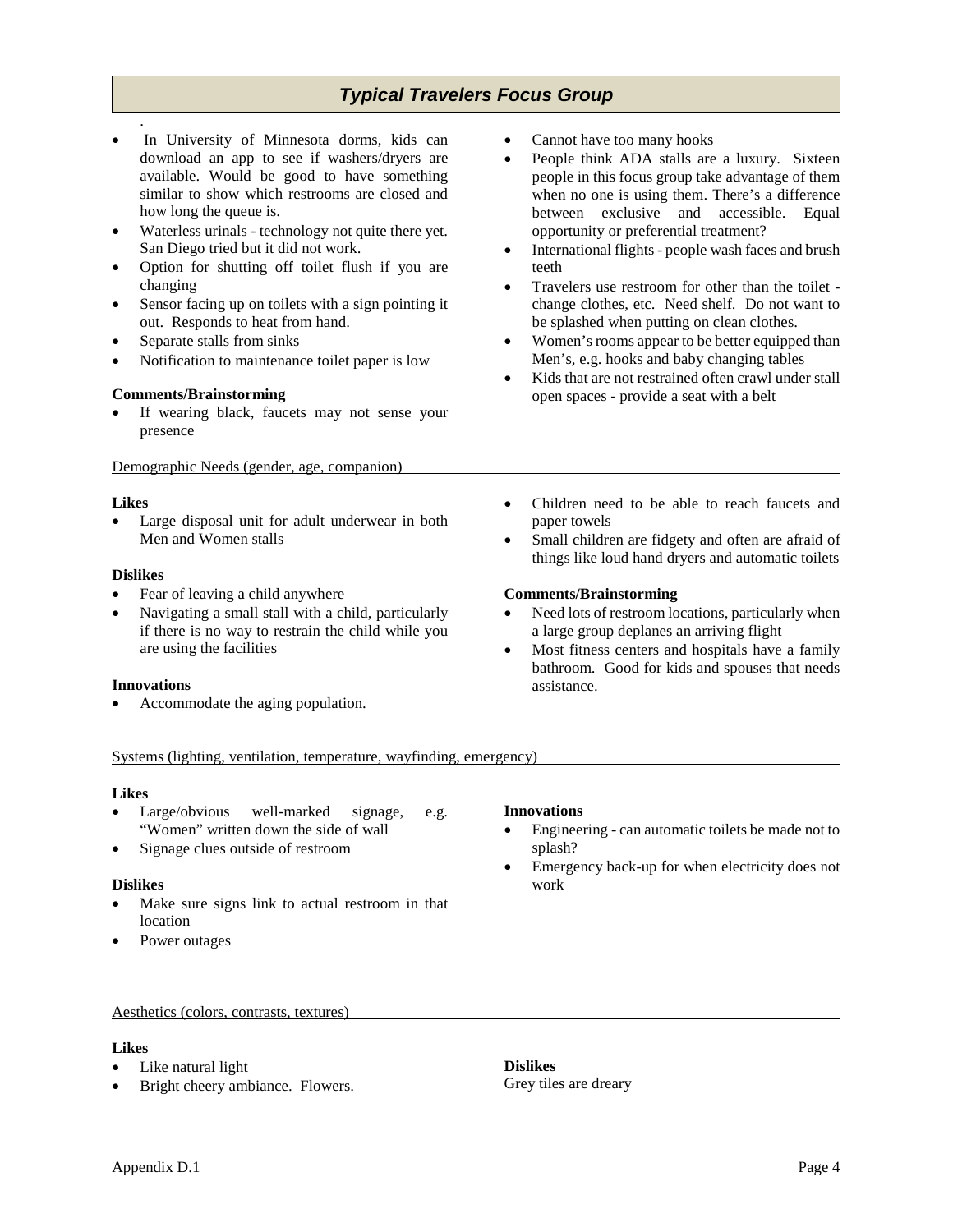## Typical Travelers Focus Group

- In University of Minnesota dorms, kids can download an app to see if washers/dryers are available. Would be good to have something similar to show which restrooms are closed and how long the queue is.
- Waterless urinals - technology not quite there yet. San Diego tried but it did not work.
- Option for shutting off toilet flush if you are changing
- Sensor facing up on toilets with a sign pointing it out. Responds to heat from hand.
- Separate stalls from sinks
- Notification to maintenance toilet paper is low

**Comments/Brainstorming**

- If wearing black, faucets may not sense your presence
- Cannot have too many hooks
- People think ADA stalls are a luxury. Sixteen people in this focus group take advantage of them when no one is using them. There's a difference between exclusive and accessible. Equal opportunity or preferential treatment?
- International flights - people wash faces and brush teeth
- Travelers use restroom for other than the toilet - change clothes, etc. Need shelf. Do not want to be splashed when putting on clean clothes.
- Women's rooms appear to be better equipped than Men's, e.g. hooks and baby changing tables
- Kids that are not restrained often crawl under stall open spaces - provide a seat with a belt

Demographic Needs (gender, age, companion)

**Likes**

- Large disposal unit for adult underwear in both Men and Women stalls

**Dislikes**

- Fear of leaving a child anywhere
- Navigating a small stall with a child, particularly if there is no way to restrain the child while you are using the facilities

**Innovations**

- Accommodate the aging population.
- Children need to be able to reach faucets and paper towels
- Small children are fidgety and often are afraid of things like loud hand dryers and automatic toilets

**Comments/Brainstorming**

- Need lots of restroom locations, particularly when a large group deplanes an arriving flight
- Most fitness centers and hospitals have a family bathroom. Good for kids and spouses that needs assistance.

Systems (lighting, ventilation, temperature, wayfinding, emergency)

**Likes**

- Large/obvious well-marked signage, e.g. "Women" written down the side of wall
- Signage clues outside of restroom

**Dislikes**

- Make sure signs link to actual restroom in that location
- Power outages

**Innovations**

- Engineering - can automatic toilets be made not to splash?
- Emergency back-up for when electricity does not work

Aesthetics (colors, contrasts, textures)

**Likes**

- Like natural light
- Bright cheery ambiance. Flowers.

**Dislikes**

Grey tiles are dreary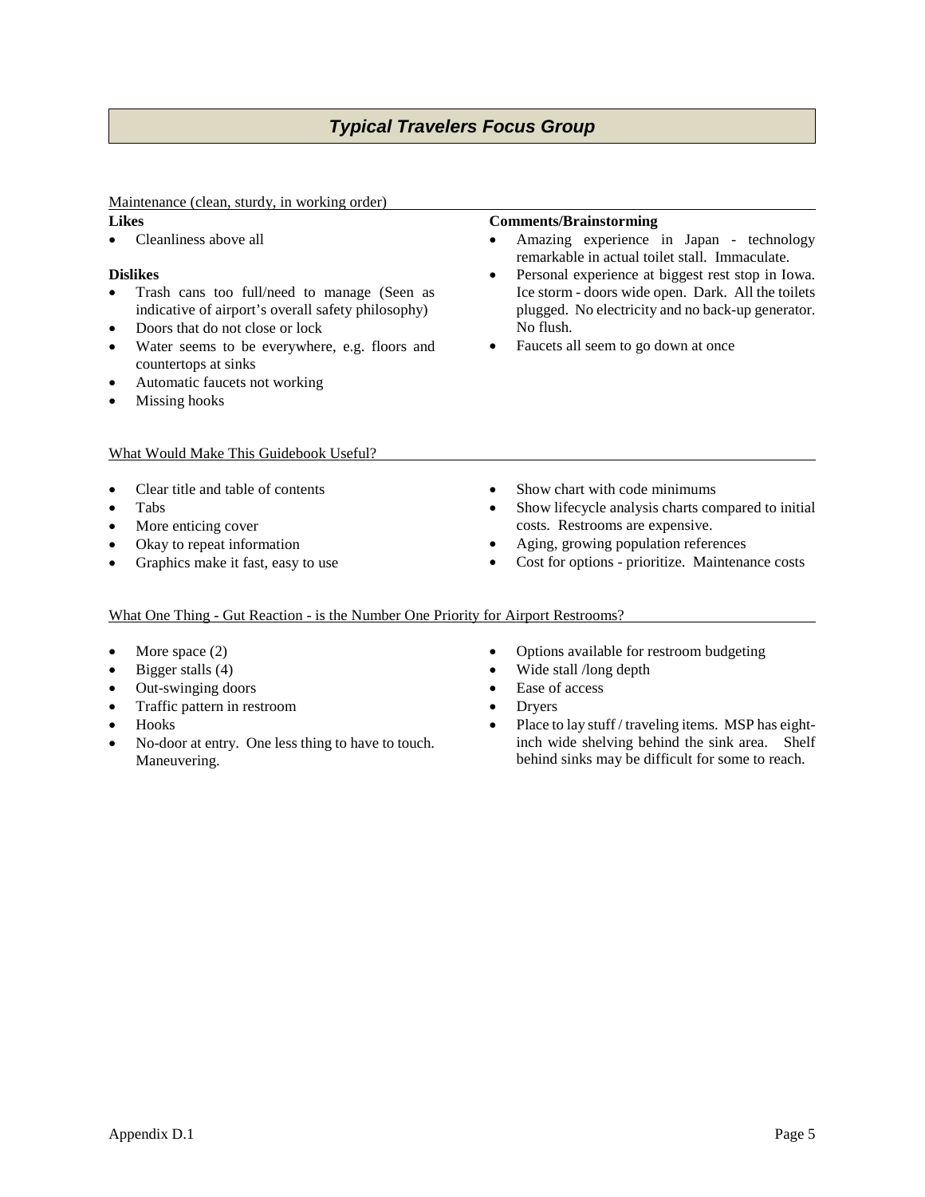## *Typical Travelers Focus Group*

Maintenance (clean, sturdy, in working order)

**Likes**

- Cleanliness above all

**Dislikes**

- Trash cans too full/need to manage (Seen as indicative of airport's overall safety philosophy)
- Doors that do not close or lock
- Water seems to be everywhere, e.g. floors and countertops at sinks
- Automatic faucets not working
- Missing hooks

**Comments/Brainstorming**

- Amazing experience in Japan - technology remarkable in actual toilet stall. Immaculate.
- Personal experience at biggest rest stop in Iowa. Ice storm - doors wide open. Dark. All the toilets plugged. No electricity and no back-up generator. No flush.
- Faucets all seem to go down at once

What Would Make This Guidebook Useful?

- Clear title and table of contents
- Tabs
- More enticing cover
- Okay to repeat information
- Graphics make it fast, easy to use
- Show chart with code minimums
- Show lifecycle analysis charts compared to initial costs. Restrooms are expensive.
- Aging, growing population references
- Cost for options - prioritize. Maintenance costs

What One Thing - Gut Reaction - is the Number One Priority for Airport Restrooms?

- More space (2)
- Bigger stalls (4)
- Out-swinging doors
- Traffic pattern in restroom
- Hooks
- No-door at entry. One less thing to have to touch. Maneuvering.
- Options available for restroom budgeting
- Wide stall /long depth
- Ease of access
- Dryers
- Place to lay stuff / traveling items. MSP has eight-inch wide shelving behind the sink area. Shelf behind sinks may be difficult for some to reach.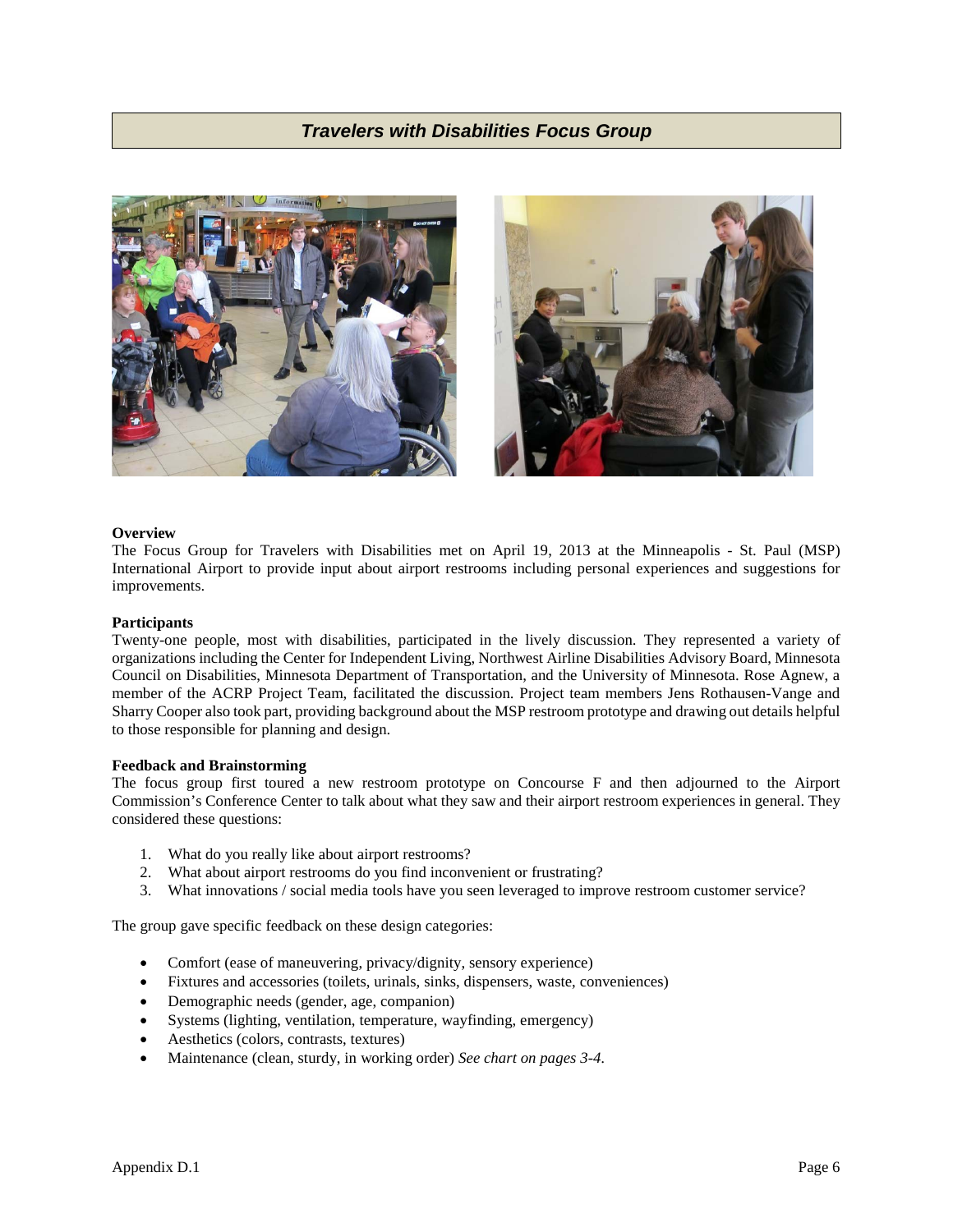## *Travelers with Disabilities Focus Group*

**Overview**

The Focus Group for Travelers with Disabilities met on April 19, 2013 at the Minneapolis - St. Paul (MSP) International Airport to provide input about airport restrooms including personal experiences and suggestions for improvements.

**Participants**

Twenty-one people, most with disabilities, participated in the lively discussion. They represented a variety of organizations including the Center for Independent Living, Northwest Airline Disabilities Advisory Board, Minnesota Council on Disabilities, Minnesota Department of Transportation, and the University of Minnesota. Rose Agnew, a member of the ACRP Project Team, facilitated the discussion. Project team members Jens Rothausen-Vange and Sharry Cooper also took part, providing background about the MSP restroom prototype and drawing out details helpful to those responsible for planning and design.

**Feedback and Brainstorming**

The focus group first toured a new restroom prototype on Concourse F and then adjourned to the Airport Commission's Conference Center to talk about what they saw and their airport restroom experiences in general. They considered these questions:

1. What do you really like about airport restrooms?
2. What about airport restrooms do you find inconvenient or frustrating?
3. What innovations / social media tools have you seen leveraged to improve restroom customer service?

The group gave specific feedback on these design categories:

- Comfort (ease of maneuvering, privacy/dignity, sensory experience)
- Fixtures and accessories (toilets, urinals, sinks, dispensers, waste, conveniences)
- Demographic needs (gender, age, companion)
- Systems (lighting, ventilation, temperature, wayfinding, emergency)
- Aesthetics (colors, contrasts, textures)
- Maintenance (clean, sturdy, in working order) *See chart on pages 3-4.*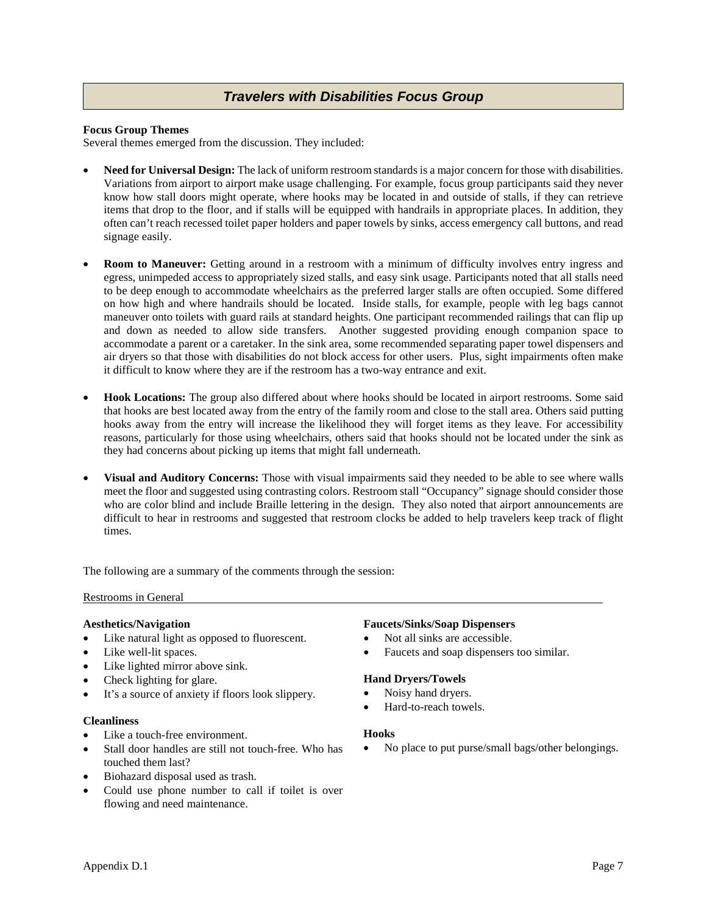## *Travelers with Disabilities Focus Group*

**Focus Group Themes**

Several themes emerged from the discussion. They included:

- **Need for Universal Design:** The lack of uniform restroom standards is a major concern for those with disabilities. Variations from airport to airport make usage challenging. For example, focus group participants said they never know how stall doors might operate, where hooks may be located in and outside of stalls, if they can retrieve items that drop to the floor, and if stalls will be equipped with handrails in appropriate places. In addition, they often can't reach recessed toilet paper holders and paper towels by sinks, access emergency call buttons, and read signage easily.
- **Room to Maneuver:** Getting around in a restroom with a minimum of difficulty involves entry ingress and egress, unimpeded access to appropriately sized stalls, and easy sink usage. Participants noted that all stalls need to be deep enough to accommodate wheelchairs as the preferred larger stalls are often occupied. Some differed on how high and where handrails should be located. Inside stalls, for example, people with leg bags cannot maneuver onto toilets with guard rails at standard heights. One participant recommended railings that can flip up and down as needed to allow side transfers. Another suggested providing enough companion space to accommodate a parent or a caretaker. In the sink area, some recommended separating paper towel dispensers and air dryers so that those with disabilities do not block access for other users. Plus, sight impairments often make it difficult to know where they are if the restroom has a two-way entrance and exit.
- **Hook Locations:** The group also differed about where hooks should be located in airport restrooms. Some said that hooks are best located away from the entry of the family room and close to the stall area. Others said putting hooks away from the entry will increase the likelihood they will forget items as they leave. For accessibility reasons, particularly for those using wheelchairs, others said that hooks should not be located under the sink as they had concerns about picking up items that might fall underneath.
- **Visual and Auditory Concerns:** Those with visual impairments said they needed to be able to see where walls meet the floor and suggested using contrasting colors. Restroom stall "Occupancy" signage should consider those who are color blind and include Braille lettering in the design. They also noted that airport announcements are difficult to hear in restrooms and suggested that restroom clocks be added to help travelers keep track of flight times.

The following are a summary of the comments through the session:

Restrooms in General

**Aesthetics/Navigation**

- Like natural light as opposed to fluorescent.
- Like well-lit spaces.
- Like lighted mirror above sink.
- Check lighting for glare.
- It's a source of anxiety if floors look slippery.

**Cleanliness**

- Like a touch-free environment.
- Stall door handles are still not touch-free. Who has touched them last?
- Biohazard disposal used as trash.
- Could use phone number to call if toilet is over flowing and need maintenance.

**Faucets/Sinks/Soap Dispensers**

- Not all sinks are accessible.
- Faucets and soap dispensers too similar.

**Hand Dryers/Towels**

- Noisy hand dryers.
- Hard-to-reach towels.

**Hooks**

- No place to put purse/small bags/other belongings.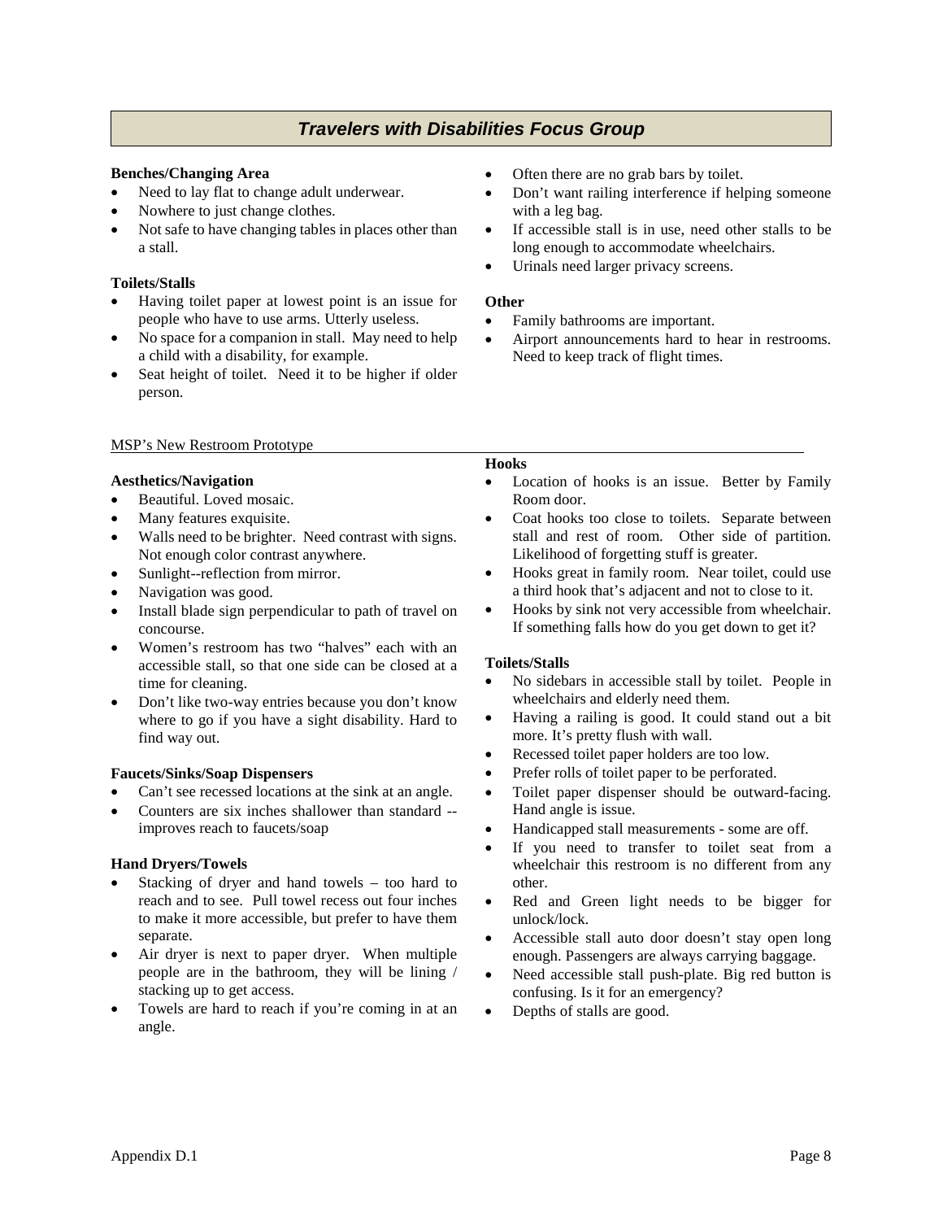## *Travelers with Disabilities Focus Group*

**Benches/Changing Area**

- Need to lay flat to change adult underwear.
- Nowhere to just change clothes.
- Not safe to have changing tables in places other than a stall.

**Toilets/Stalls**

- Having toilet paper at lowest point is an issue for people who have to use arms. Utterly useless.
- No space for a companion in stall. May need to help a child with a disability, for example.
- Seat height of toilet. Need it to be higher if older person.
- Often there are no grab bars by toilet.
- Don't want railing interference if helping someone with a leg bag.
- If accessible stall is in use, need other stalls to be long enough to accommodate wheelchairs.
- Urinals need larger privacy screens.

**Other**

- Family bathrooms are important.
- Airport announcements hard to hear in restrooms. Need to keep track of flight times.

MSP's New Restroom Prototype

**Aesthetics/Navigation**

- Beautiful. Loved mosaic.
- Many features exquisite.
- Walls need to be brighter. Need contrast with signs. Not enough color contrast anywhere.
- Sunlight--reflection from mirror.
- Navigation was good.
- Install blade sign perpendicular to path of travel on concourse.
- Women's restroom has two "halves" each with an accessible stall, so that one side can be closed at a time for cleaning.
- Don't like two-way entries because you don't know where to go if you have a sight disability. Hard to find way out.

**Faucets/Sinks/Soap Dispensers**

- Can't see recessed locations at the sink at an angle.
- Counters are six inches shallower than standard -- improves reach to faucets/soap

**Hand Dryers/Towels**

- Stacking of dryer and hand towels – too hard to reach and to see. Pull towel recess out four inches to make it more accessible, but prefer to have them separate.
- Air dryer is next to paper dryer. When multiple people are in the bathroom, they will be lining / stacking up to get access.
- Towels are hard to reach if you're coming in at an angle.

**Hooks**

- Location of hooks is an issue. Better by Family Room door.
- Coat hooks too close to toilets. Separate between stall and rest of room. Other side of partition. Likelihood of forgetting stuff is greater.
- Hooks great in family room. Near toilet, could use a third hook that's adjacent and not to close to it.
- Hooks by sink not very accessible from wheelchair. If something falls how do you get down to get it?

**Toilets/Stalls**

- No sidebars in accessible stall by toilet. People in wheelchairs and elderly need them.
- Having a railing is good. It could stand out a bit more. It's pretty flush with wall.
- Recessed toilet paper holders are too low.
- Prefer rolls of toilet paper to be perforated.
- Toilet paper dispenser should be outward-facing. Hand angle is issue.
- Handicapped stall measurements - some are off.
- If you need to transfer to toilet seat from a wheelchair this restroom is no different from any other.
- Red and Green light needs to be bigger for unlock/lock.
- Accessible stall auto door doesn't stay open long enough. Passengers are always carrying baggage.
- Need accessible stall push-plate. Big red button is confusing. Is it for an emergency?
- Depths of stalls are good.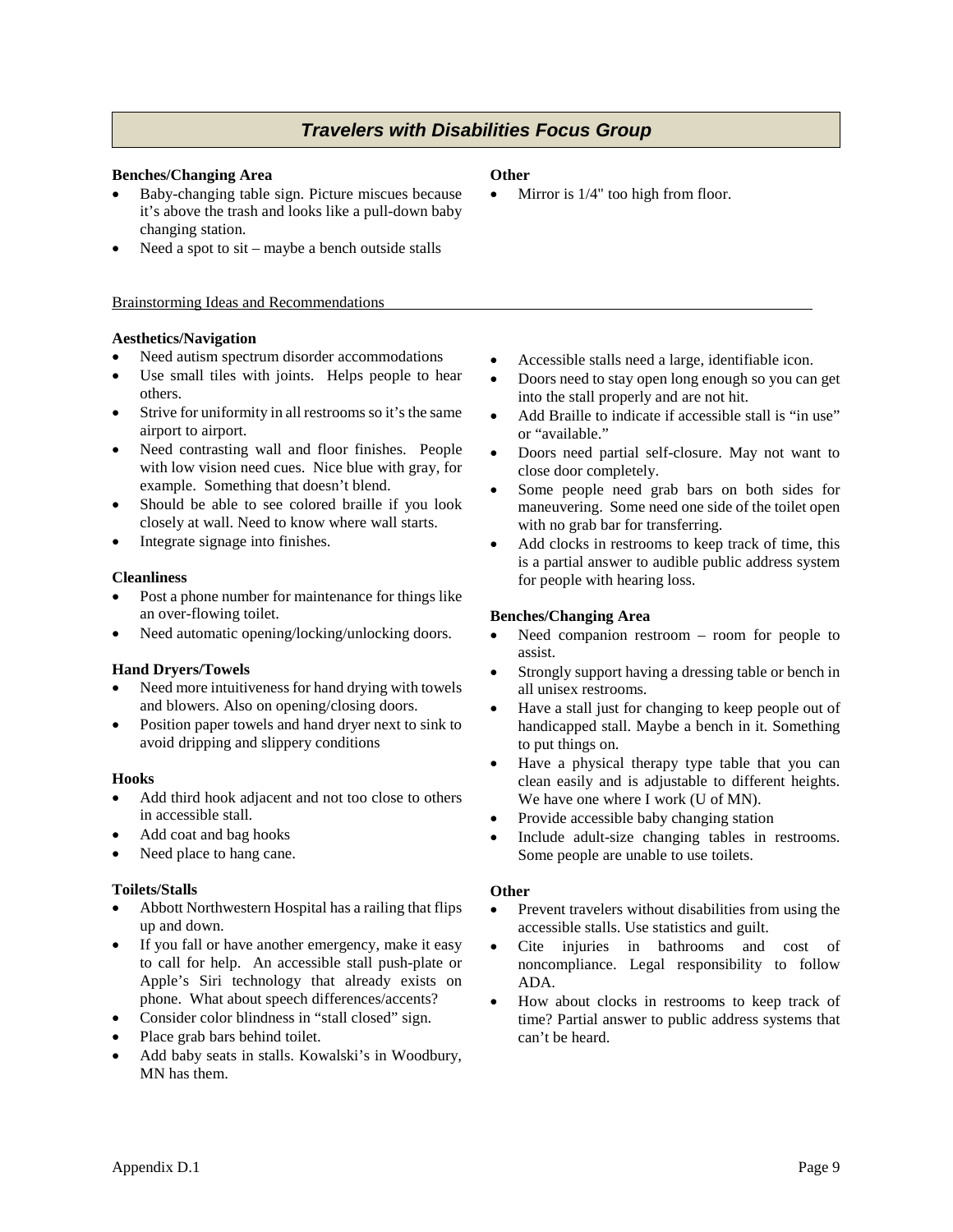## Travelers with Disabilities Focus Group

**Benches/Changing Area**

- Baby-changing table sign. Picture miscues because it's above the trash and looks like a pull-down baby changing station.
- Need a spot to sit – maybe a bench outside stalls

**Other**

- Mirror is 1/4" too high from floor.

Brainstorming Ideas and Recommendations

**Aesthetics/Navigation**

- Need autism spectrum disorder accommodations
- Use small tiles with joints. Helps people to hear others.
- Strive for uniformity in all restrooms so it's the same airport to airport.
- Need contrasting wall and floor finishes. People with low vision need cues. Nice blue with gray, for example. Something that doesn't blend.
- Should be able to see colored braille if you look closely at wall. Need to know where wall starts.
- Integrate signage into finishes.

**Cleanliness**

- Post a phone number for maintenance for things like an over-flowing toilet.
- Need automatic opening/locking/unlocking doors.

**Hand Dryers/Towels**

- Need more intuitiveness for hand drying with towels and blowers. Also on opening/closing doors.
- Position paper towels and hand dryer next to sink to avoid dripping and slippery conditions

**Hooks**

- Add third hook adjacent and not too close to others in accessible stall.
- Add coat and bag hooks
- Need place to hang cane.

**Toilets/Stalls**

- Abbott Northwestern Hospital has a railing that flips up and down.
- If you fall or have another emergency, make it easy to call for help. An accessible stall push-plate or Apple's Siri technology that already exists on phone. What about speech differences/accents?
- Consider color blindness in "stall closed" sign.
- Place grab bars behind toilet.
- Add baby seats in stalls. Kowalski's in Woodbury, MN has them.
- Accessible stalls need a large, identifiable icon.
- Doors need to stay open long enough so you can get into the stall properly and are not hit.
- Add Braille to indicate if accessible stall is "in use" or "available."
- Doors need partial self-closure. May not want to close door completely.
- Some people need grab bars on both sides for maneuvering. Some need one side of the toilet open with no grab bar for transferring.
- Add clocks in restrooms to keep track of time, this is a partial answer to audible public address system for people with hearing loss.

**Benches/Changing Area**

- Need companion restroom – room for people to assist.
- Strongly support having a dressing table or bench in all unisex restrooms.
- Have a stall just for changing to keep people out of handicapped stall. Maybe a bench in it. Something to put things on.
- Have a physical therapy type table that you can clean easily and is adjustable to different heights. We have one where I work (U of MN).
- Provide accessible baby changing station
- Include adult-size changing tables in restrooms. Some people are unable to use toilets.

**Other**

- Prevent travelers without disabilities from using the accessible stalls. Use statistics and guilt.
- Cite injuries in bathrooms and cost of noncompliance. Legal responsibility to follow ADA.
- How about clocks in restrooms to keep track of time? Partial answer to public address systems that can't be heard.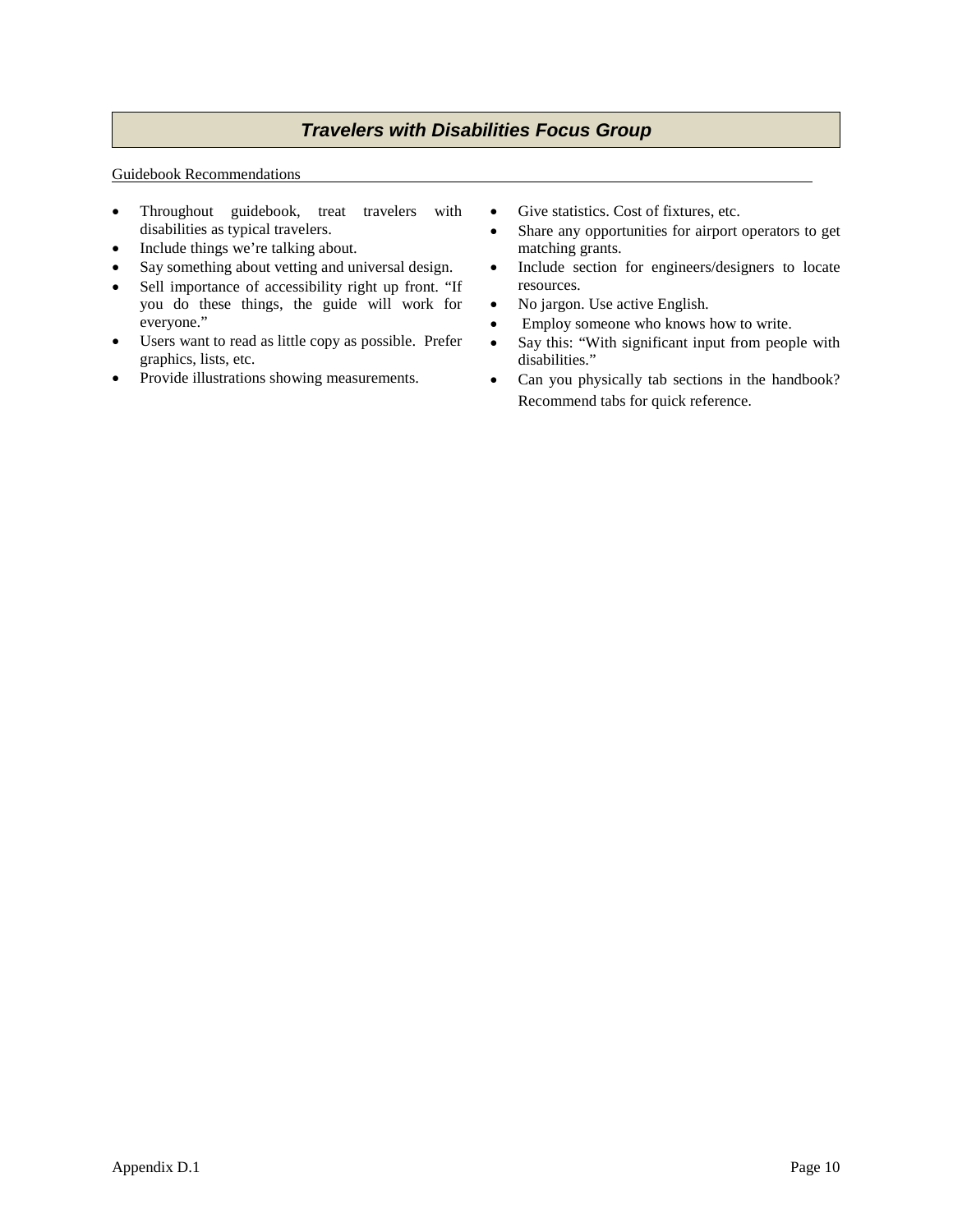## *Travelers with Disabilities Focus Group*

Guidebook Recommendations

- Throughout guidebook, treat travelers with disabilities as typical travelers.
- Include things we're talking about.
- Say something about vetting and universal design.
- Sell importance of accessibility right up front. "If you do these things, the guide will work for everyone."
- Users want to read as little copy as possible. Prefer graphics, lists, etc.
- Provide illustrations showing measurements.
- Give statistics. Cost of fixtures, etc.
- Share any opportunities for airport operators to get matching grants.
- Include section for engineers/designers to locate resources.
- No jargon. Use active English.
- Employ someone who knows how to write.
- Say this: "With significant input from people with disabilities."
- Can you physically tab sections in the handbook? Recommend tabs for quick reference.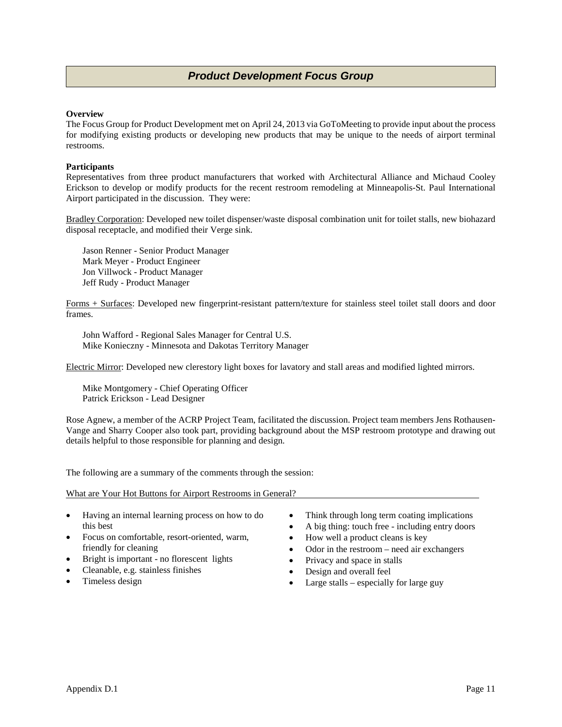## *Product Development Focus Group*

**Overview**

The Focus Group for Product Development met on April 24, 2013 via GoToMeeting to provide input about the process for modifying existing products or developing new products that may be unique to the needs of airport terminal restrooms.

**Participants**

Representatives from three product manufacturers that worked with Architectural Alliance and Michaud Cooley Erickson to develop or modify products for the recent restroom remodeling at Minneapolis-St. Paul International Airport participated in the discussion. They were:

Bradley Corporation: Developed new toilet dispenser/waste disposal combination unit for toilet stalls, new biohazard disposal receptacle, and modified their Verge sink.

Jason Renner - Senior Product Manager
Mark Meyer - Product Engineer
Jon Villwock - Product Manager
Jeff Rudy - Product Manager

Forms + Surfaces: Developed new fingerprint-resistant pattern/texture for stainless steel toilet stall doors and door frames.

John Wafford - Regional Sales Manager for Central U.S.
Mike Konieczny - Minnesota and Dakotas Territory Manager

Electric Mirror: Developed new clerestory light boxes for lavatory and stall areas and modified lighted mirrors.

Mike Montgomery - Chief Operating Officer
Patrick Erickson - Lead Designer

Rose Agnew, a member of the ACRP Project Team, facilitated the discussion. Project team members Jens Rothausen-Vange and Sharry Cooper also took part, providing background about the MSP restroom prototype and drawing out details helpful to those responsible for planning and design.

The following are a summary of the comments through the session:

What are Your Hot Buttons for Airport Restrooms in General?

- Having an internal learning process on how to do this best
- Focus on comfortable, resort-oriented, warm, friendly for cleaning
- Bright is important - no florescent lights
- Cleanable, e.g. stainless finishes
- Timeless design
- Think through long term coating implications
- A big thing: touch free - including entry doors
- How well a product cleans is key
- Odor in the restroom – need air exchangers
- Privacy and space in stalls
- Design and overall feel
- Large stalls – especially for large guy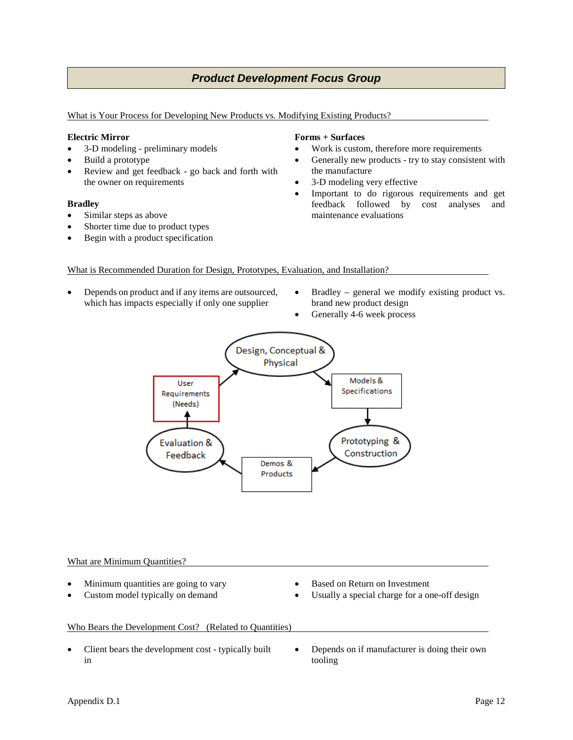## *Product Development Focus Group*

What is Your Process for Developing New Products vs. Modifying Existing Products?

**Electric Mirror**

- 3-D modeling - preliminary models
- Build a prototype
- Review and get feedback - go back and forth with the owner on requirements

**Bradley**

- Similar steps as above
- Shorter time due to product types
- Begin with a product specification

**Forms + Surfaces**

- Work is custom, therefore more requirements
- Generally new products - try to stay consistent with the manufacture
- 3-D modeling very effective
- Important to do rigorous requirements and get feedback followed by cost analyses and maintenance evaluations

What is Recommended Duration for Design, Prototypes, Evaluation, and Installation?

- Depends on product and if any items are outsourced, which has impacts especially if only one supplier
- Bradley – general we modify existing product vs. brand new product design
- Generally 4-6 week process

User Requirements (Needs) → Design, Conceptual & Physical → Models & Specifications → Prototyping & Construction → Demos & Products → Evaluation & Feedback → User Requirements (Needs)

What are Minimum Quantities?

- Minimum quantities are going to vary
- Custom model typically on demand
- Based on Return on Investment
- Usually a special charge for a one-off design

Who Bears the Development Cost? (Related to Quantities)

- Client bears the development cost - typically built in
- Depends on if manufacturer is doing their own tooling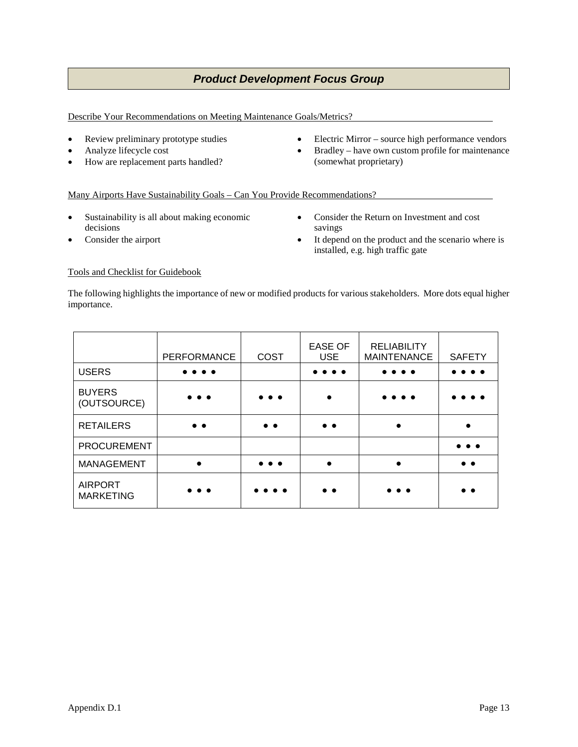## *Product Development Focus Group*

Describe Your Recommendations on Meeting Maintenance Goals/Metrics?

- Review preliminary prototype studies
- Analyze lifecycle cost
- How are replacement parts handled?
- Electric Mirror – source high performance vendors
- Bradley – have own custom profile for maintenance (somewhat proprietary)

Many Airports Have Sustainability Goals – Can You Provide Recommendations?

- Sustainability is all about making economic decisions
- Consider the airport
- Consider the Return on Investment and cost savings
- It depend on the product and the scenario where is installed, e.g. high traffic gate

Tools and Checklist for Guidebook

The following highlights the importance of new or modified products for various stakeholders. More dots equal higher importance.

| | PERFORMANCE | COST | EASE OF USE | RELIABILITY MAINTENANCE | SAFETY |
|---|---|---|---|---|---|
| USERS | ● ● ● ● | | ● ● ● ● | ● ● ● ● | ● ● ● ● |
| BUYERS (OUTSOURCE) | ● ● ● | ● ● ● | ● | ● ● ● ● | ● ● ● ● |
| RETAILERS | ● ● | ● ● | ● ● | ● | ● |
| PROCUREMENT | | | | | ● ● ● |
| MANAGEMENT | ● | ● ● ● | ● | ● | ● ● |
| AIRPORT MARKETING | ● ● ● | ● ● ● ● | ● ● | ● ● ● | ● ● |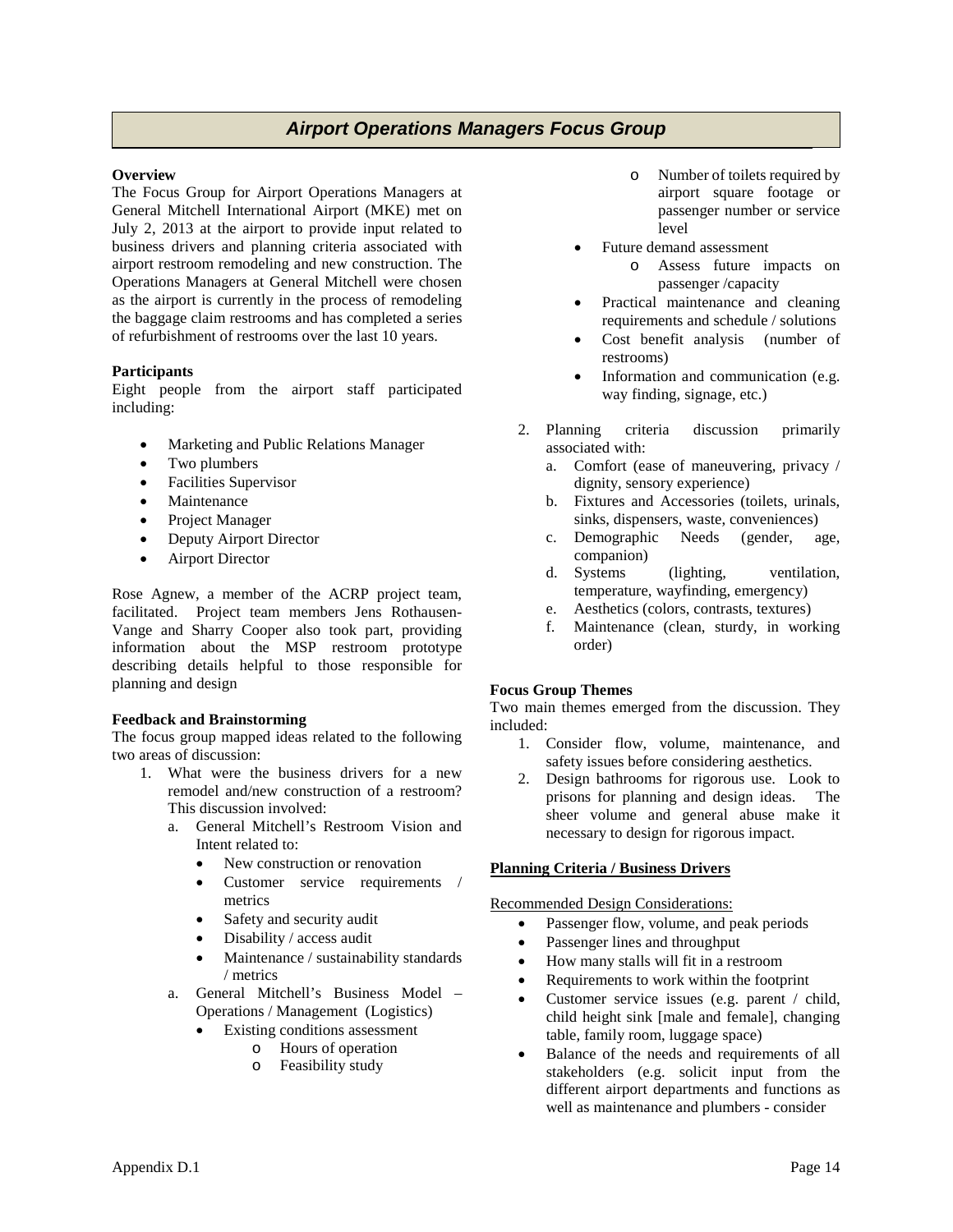## *Airport Operations Managers Focus Group*

**Overview**

The Focus Group for Airport Operations Managers at General Mitchell International Airport (MKE) met on July 2, 2013 at the airport to provide input related to business drivers and planning criteria associated with airport restroom remodeling and new construction. The Operations Managers at General Mitchell were chosen as the airport is currently in the process of remodeling the baggage claim restrooms and has completed a series of refurbishment of restrooms over the last 10 years.

**Participants**

Eight people from the airport staff participated including:

- Marketing and Public Relations Manager
- Two plumbers
- Facilities Supervisor
- Maintenance
- Project Manager
- Deputy Airport Director
- Airport Director

Rose Agnew, a member of the ACRP project team, facilitated. Project team members Jens Rothausen-Vange and Sharry Cooper also took part, providing information about the MSP restroom prototype describing details helpful to those responsible for planning and design

**Feedback and Brainstorming**

The focus group mapped ideas related to the following two areas of discussion:

1. What were the business drivers for a new remodel and/new construction of a restroom? This discussion involved:
    a. General Mitchell's Restroom Vision and Intent related to:
        - New construction or renovation
        - Customer service requirements / metrics
        - Safety and security audit
        - Disability / access audit
        - Maintenance / sustainability standards / metrics
    a. General Mitchell's Business Model – Operations / Management (Logistics)
        - Existing conditions assessment
            - Hours of operation
            - Feasibility study
            - Number of toilets required by airport square footage or passenger number or service level
        - Future demand assessment
            - Assess future impacts on passenger /capacity
        - Practical maintenance and cleaning requirements and schedule / solutions
        - Cost benefit analysis (number of restrooms)
        - Information and communication (e.g. way finding, signage, etc.)
2. Planning criteria discussion primarily associated with:
    a. Comfort (ease of maneuvering, privacy / dignity, sensory experience)
    b. Fixtures and Accessories (toilets, urinals, sinks, dispensers, waste, conveniences)
    c. Demographic Needs (gender, age, companion)
    d. Systems (lighting, ventilation, temperature, wayfinding, emergency)
    e. Aesthetics (colors, contrasts, textures)
    f. Maintenance (clean, sturdy, in working order)

**Focus Group Themes**

Two main themes emerged from the discussion. They included:

1. Consider flow, volume, maintenance, and safety issues before considering aesthetics.
2. Design bathrooms for rigorous use. Look to prisons for planning and design ideas. The sheer volume and general abuse make it necessary to design for rigorous impact.

**Planning Criteria / Business Drivers**

Recommended Design Considerations:

- Passenger flow, volume, and peak periods
- Passenger lines and throughput
- How many stalls will fit in a restroom
- Requirements to work within the footprint
- Customer service issues (e.g. parent / child, child height sink [male and female], changing table, family room, luggage space)
- Balance of the needs and requirements of all stakeholders (e.g. solicit input from the different airport departments and functions as well as maintenance and plumbers - consider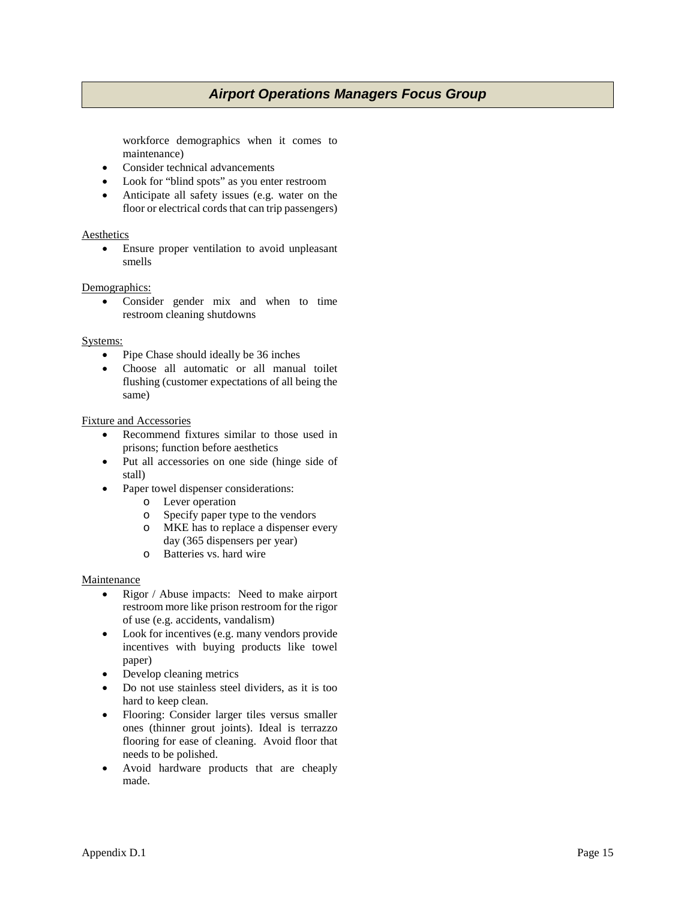## *Airport Operations Managers Focus Group*

workforce demographics when it comes to maintenance)

- Consider technical advancements
- Look for "blind spots" as you enter restroom
- Anticipate all safety issues (e.g. water on the floor or electrical cords that can trip passengers)

Aesthetics

- Ensure proper ventilation to avoid unpleasant smells

Demographics:

- Consider gender mix and when to time restroom cleaning shutdowns

Systems:

- Pipe Chase should ideally be 36 inches
- Choose all automatic or all manual toilet flushing (customer expectations of all being the same)

Fixture and Accessories

- Recommend fixtures similar to those used in prisons; function before aesthetics
- Put all accessories on one side (hinge side of stall)
- Paper towel dispenser considerations:
  - Lever operation
  - Specify paper type to the vendors
  - MKE has to replace a dispenser every day (365 dispensers per year)
  - Batteries vs. hard wire

Maintenance

- Rigor / Abuse impacts: Need to make airport restroom more like prison restroom for the rigor of use (e.g. accidents, vandalism)
- Look for incentives (e.g. many vendors provide incentives with buying products like towel paper)
- Develop cleaning metrics
- Do not use stainless steel dividers, as it is too hard to keep clean.
- Flooring: Consider larger tiles versus smaller ones (thinner grout joints). Ideal is terrazzo flooring for ease of cleaning. Avoid floor that needs to be polished.
- Avoid hardware products that are cheaply made.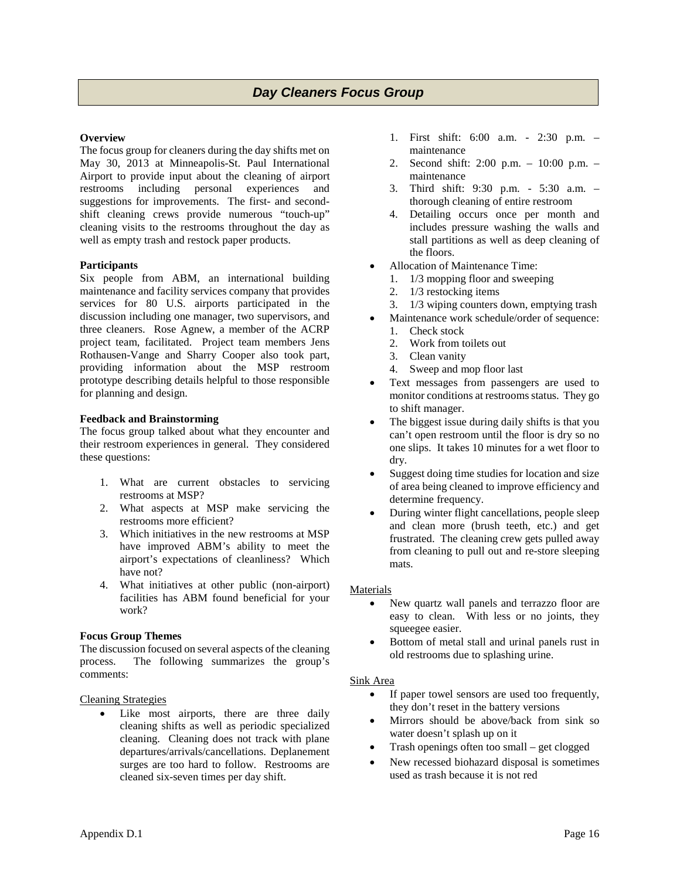## *Day Cleaners Focus Group*

**Overview**

The focus group for cleaners during the day shifts met on May 30, 2013 at Minneapolis-St. Paul International Airport to provide input about the cleaning of airport restrooms including personal experiences and suggestions for improvements. The first- and second-shift cleaning crews provide numerous "touch-up" cleaning visits to the restrooms throughout the day as well as empty trash and restock paper products.

**Participants**

Six people from ABM, an international building maintenance and facility services company that provides services for 80 U.S. airports participated in the discussion including one manager, two supervisors, and three cleaners. Rose Agnew, a member of the ACRP project team, facilitated. Project team members Jens Rothausen-Vange and Sharry Cooper also took part, providing information about the MSP restroom prototype describing details helpful to those responsible for planning and design.

**Feedback and Brainstorming**

The focus group talked about what they encounter and their restroom experiences in general. They considered these questions:

1. What are current obstacles to servicing restrooms at MSP?
2. What aspects at MSP make servicing the restrooms more efficient?
3. Which initiatives in the new restrooms at MSP have improved ABM's ability to meet the airport's expectations of cleanliness? Which have not?
4. What initiatives at other public (non-airport) facilities has ABM found beneficial for your work?

**Focus Group Themes**

The discussion focused on several aspects of the cleaning process. The following summarizes the group's comments:

Cleaning Strategies

- Like most airports, there are three daily cleaning shifts as well as periodic specialized cleaning. Cleaning does not track with plane departures/arrivals/cancellations. Deplanement surges are too hard to follow. Restrooms are cleaned six-seven times per day shift.
    1. First shift: 6:00 a.m. - 2:30 p.m. – maintenance
    2. Second shift: 2:00 p.m. – 10:00 p.m. – maintenance
    3. Third shift: 9:30 p.m. - 5:30 a.m. – thorough cleaning of entire restroom
    4. Detailing occurs once per month and includes pressure washing the walls and stall partitions as well as deep cleaning of the floors.
- Allocation of Maintenance Time:
    1. 1/3 mopping floor and sweeping
    2. 1/3 restocking items
    3. 1/3 wiping counters down, emptying trash
- Maintenance work schedule/order of sequence:
    1. Check stock
    2. Work from toilets out
    3. Clean vanity
    4. Sweep and mop floor last
- Text messages from passengers are used to monitor conditions at restrooms status. They go to shift manager.
- The biggest issue during daily shifts is that you can't open restroom until the floor is dry so no one slips. It takes 10 minutes for a wet floor to dry.
- Suggest doing time studies for location and size of area being cleaned to improve efficiency and determine frequency.
- During winter flight cancellations, people sleep and clean more (brush teeth, etc.) and get frustrated. The cleaning crew gets pulled away from cleaning to pull out and re-store sleeping mats.

Materials

- New quartz wall panels and terrazzo floor are easy to clean. With less or no joints, they squeegee easier.
- Bottom of metal stall and urinal panels rust in old restrooms due to splashing urine.

Sink Area

- If paper towel sensors are used too frequently, they don't reset in the battery versions
- Mirrors should be above/back from sink so water doesn't splash up on it
- Trash openings often too small – get clogged
- New recessed biohazard disposal is sometimes used as trash because it is not red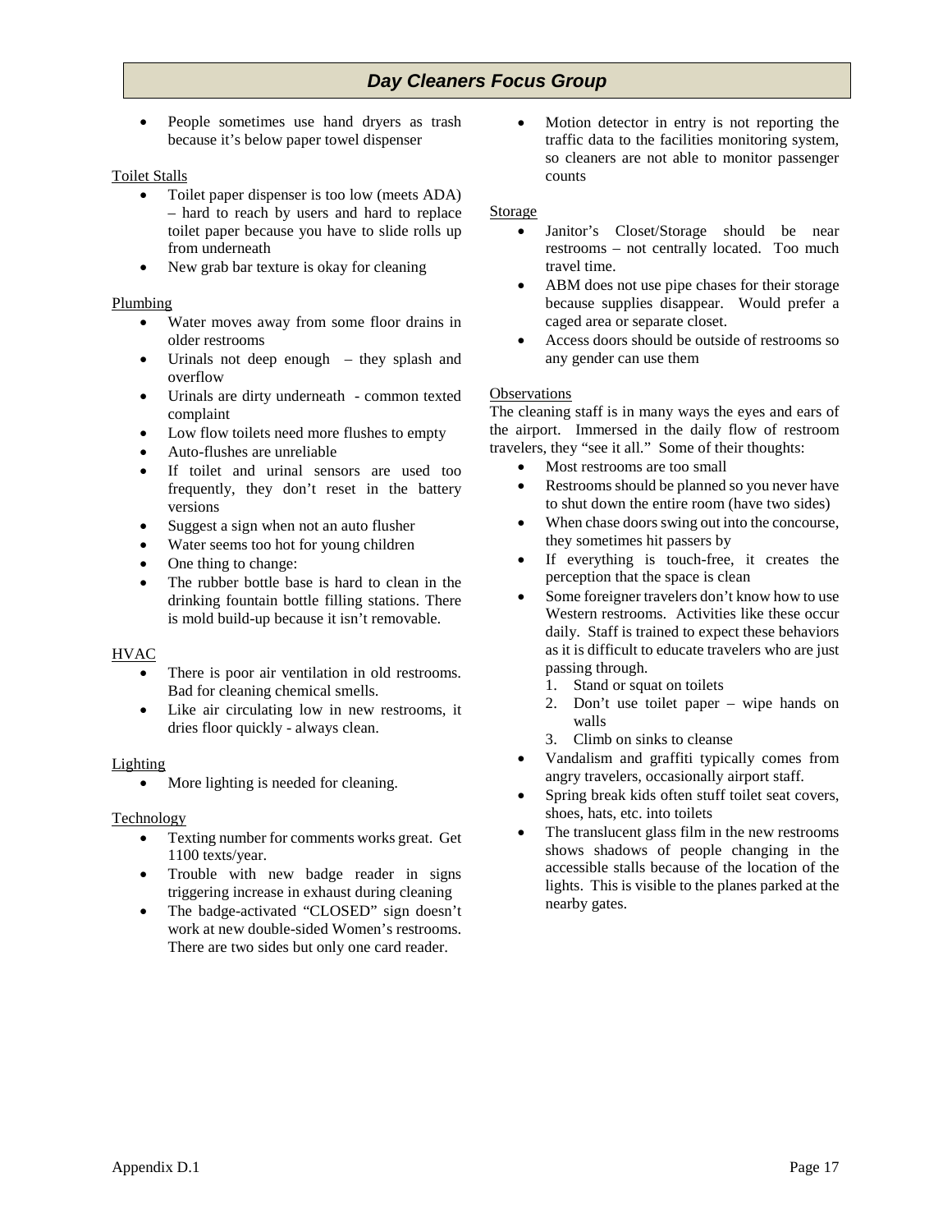## *Day Cleaners Focus Group*

- People sometimes use hand dryers as trash because it's below paper towel dispenser

Toilet Stalls

- Toilet paper dispenser is too low (meets ADA) – hard to reach by users and hard to replace toilet paper because you have to slide rolls up from underneath
- New grab bar texture is okay for cleaning

Plumbing

- Water moves away from some floor drains in older restrooms
- Urinals not deep enough – they splash and overflow
- Urinals are dirty underneath - common texted complaint
- Low flow toilets need more flushes to empty
- Auto-flushes are unreliable
- If toilet and urinal sensors are used too frequently, they don't reset in the battery versions
- Suggest a sign when not an auto flusher
- Water seems too hot for young children
- One thing to change:
- The rubber bottle base is hard to clean in the drinking fountain bottle filling stations. There is mold build-up because it isn't removable.

HVAC

- There is poor air ventilation in old restrooms. Bad for cleaning chemical smells.
- Like air circulating low in new restrooms, it dries floor quickly - always clean.

Lighting

- More lighting is needed for cleaning.

Technology

- Texting number for comments works great. Get 1100 texts/year.
- Trouble with new badge reader in signs triggering increase in exhaust during cleaning
- The badge-activated "CLOSED" sign doesn't work at new double-sided Women's restrooms. There are two sides but only one card reader.
- Motion detector in entry is not reporting the traffic data to the facilities monitoring system, so cleaners are not able to monitor passenger counts

Storage

- Janitor's Closet/Storage should be near restrooms – not centrally located. Too much travel time.
- ABM does not use pipe chases for their storage because supplies disappear. Would prefer a caged area or separate closet.
- Access doors should be outside of restrooms so any gender can use them

Observations

The cleaning staff is in many ways the eyes and ears of the airport. Immersed in the daily flow of restroom travelers, they "see it all." Some of their thoughts:

- Most restrooms are too small
- Restrooms should be planned so you never have to shut down the entire room (have two sides)
- When chase doors swing out into the concourse, they sometimes hit passers by
- If everything is touch-free, it creates the perception that the space is clean
- Some foreigner travelers don't know how to use Western restrooms. Activities like these occur daily. Staff is trained to expect these behaviors as it is difficult to educate travelers who are just passing through.
  1. Stand or squat on toilets
  2. Don't use toilet paper – wipe hands on walls
  3. Climb on sinks to cleanse
- Vandalism and graffiti typically comes from angry travelers, occasionally airport staff.
- Spring break kids often stuff toilet seat covers, shoes, hats, etc. into toilets
- The translucent glass film in the new restrooms shows shadows of people changing in the accessible stalls because of the location of the lights. This is visible to the planes parked at the nearby gates.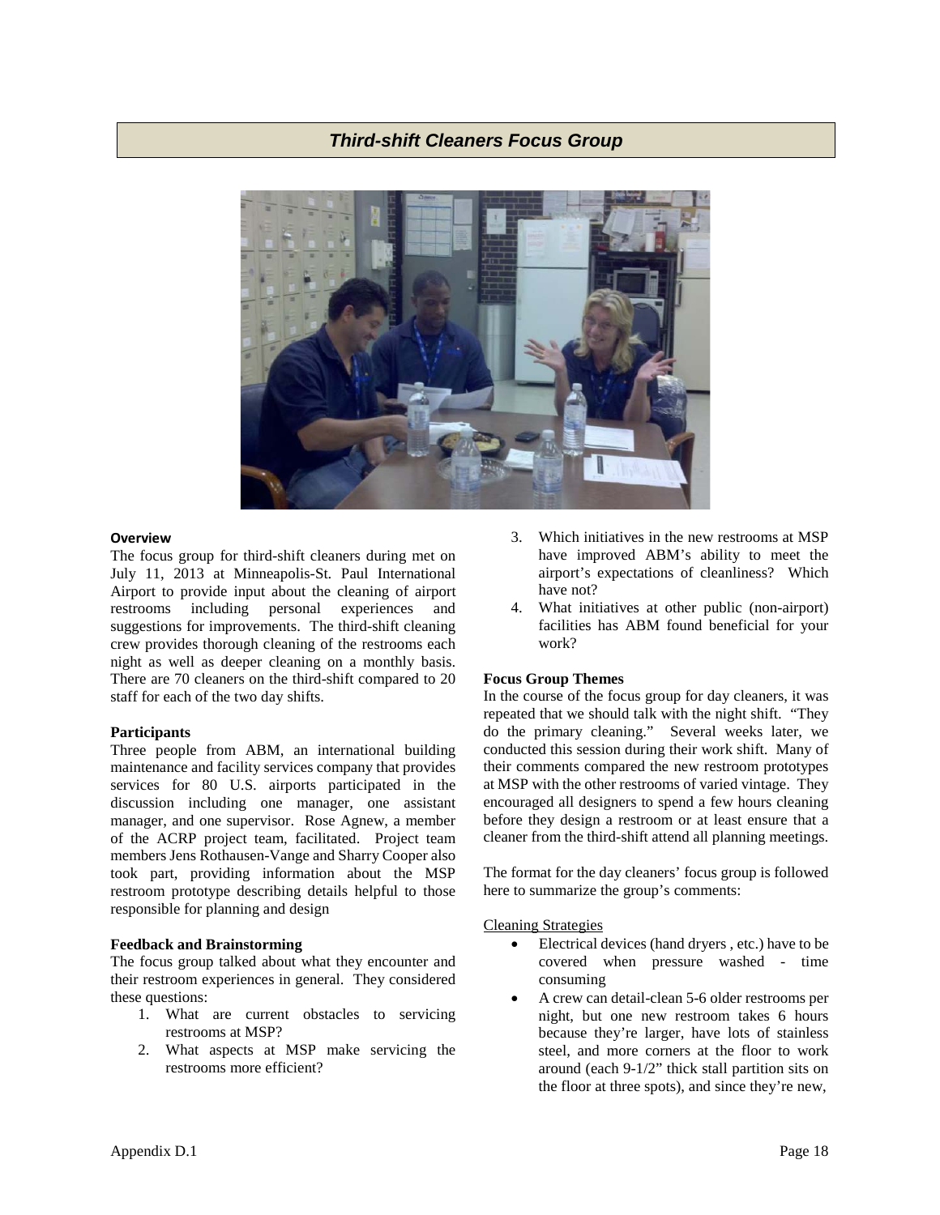## *Third-shift Cleaners Focus Group*

**Overview**

The focus group for third-shift cleaners during met on July 11, 2013 at Minneapolis-St. Paul International Airport to provide input about the cleaning of airport restrooms including personal experiences and suggestions for improvements. The third-shift cleaning crew provides thorough cleaning of the restrooms each night as well as deeper cleaning on a monthly basis. There are 70 cleaners on the third-shift compared to 20 staff for each of the two day shifts.

**Participants**

Three people from ABM, an international building maintenance and facility services company that provides services for 80 U.S. airports participated in the discussion including one manager, one assistant manager, and one supervisor. Rose Agnew, a member of the ACRP project team, facilitated. Project team members Jens Rothausen-Vange and Sharry Cooper also took part, providing information about the MSP restroom prototype describing details helpful to those responsible for planning and design

**Feedback and Brainstorming**

The focus group talked about what they encounter and their restroom experiences in general. They considered these questions:

1. What are current obstacles to servicing restrooms at MSP?
2. What aspects at MSP make servicing the restrooms more efficient?
3. Which initiatives in the new restrooms at MSP have improved ABM's ability to meet the airport's expectations of cleanliness? Which have not?
4. What initiatives at other public (non-airport) facilities has ABM found beneficial for your work?

**Focus Group Themes**

In the course of the focus group for day cleaners, it was repeated that we should talk with the night shift. "They do the primary cleaning." Several weeks later, we conducted this session during their work shift. Many of their comments compared the new restroom prototypes at MSP with the other restrooms of varied vintage. They encouraged all designers to spend a few hours cleaning before they design a restroom or at least ensure that a cleaner from the third-shift attend all planning meetings.

The format for the day cleaners' focus group is followed here to summarize the group's comments:

Cleaning Strategies

- Electrical devices (hand dryers , etc.) have to be covered when pressure washed - time consuming
- A crew can detail-clean 5-6 older restrooms per night, but one new restroom takes 6 hours because they're larger, have lots of stainless steel, and more corners at the floor to work around (each 9-1/2" thick stall partition sits on the floor at three spots), and since they're new,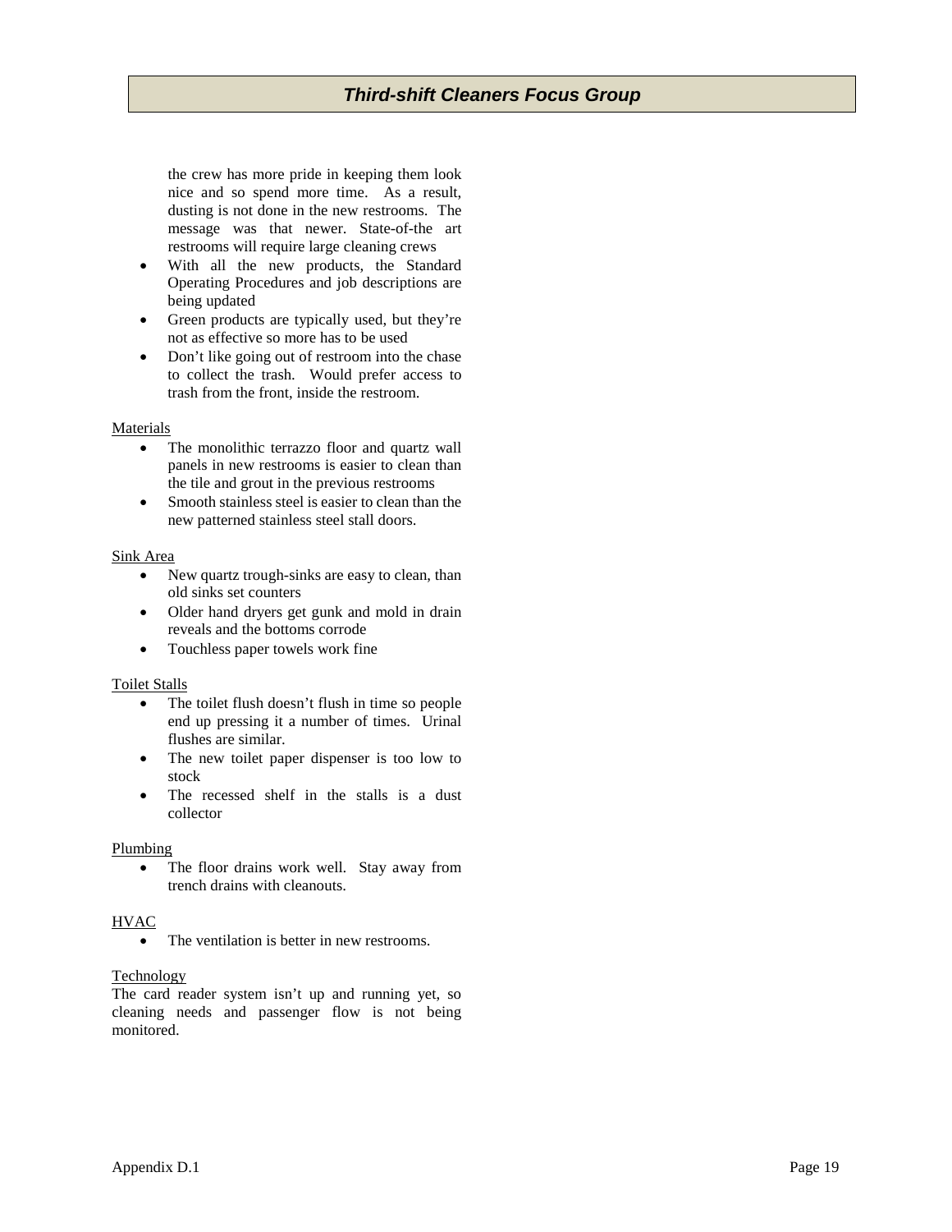## Third-shift Cleaners Focus Group

the crew has more pride in keeping them look nice and so spend more time. As a result, dusting is not done in the new restrooms. The message was that newer. State-of-the art restrooms will require large cleaning crews

- With all the new products, the Standard Operating Procedures and job descriptions are being updated
- Green products are typically used, but they're not as effective so more has to be used
- Don't like going out of restroom into the chase to collect the trash. Would prefer access to trash from the front, inside the restroom.

Materials

- The monolithic terrazzo floor and quartz wall panels in new restrooms is easier to clean than the tile and grout in the previous restrooms
- Smooth stainless steel is easier to clean than the new patterned stainless steel stall doors.

Sink Area

- New quartz trough-sinks are easy to clean, than old sinks set counters
- Older hand dryers get gunk and mold in drain reveals and the bottoms corrode
- Touchless paper towels work fine

Toilet Stalls

- The toilet flush doesn't flush in time so people end up pressing it a number of times. Urinal flushes are similar.
- The new toilet paper dispenser is too low to stock
- The recessed shelf in the stalls is a dust collector

Plumbing

- The floor drains work well. Stay away from trench drains with cleanouts.

HVAC

- The ventilation is better in new restrooms.

Technology

The card reader system isn't up and running yet, so cleaning needs and passenger flow is not being monitored.